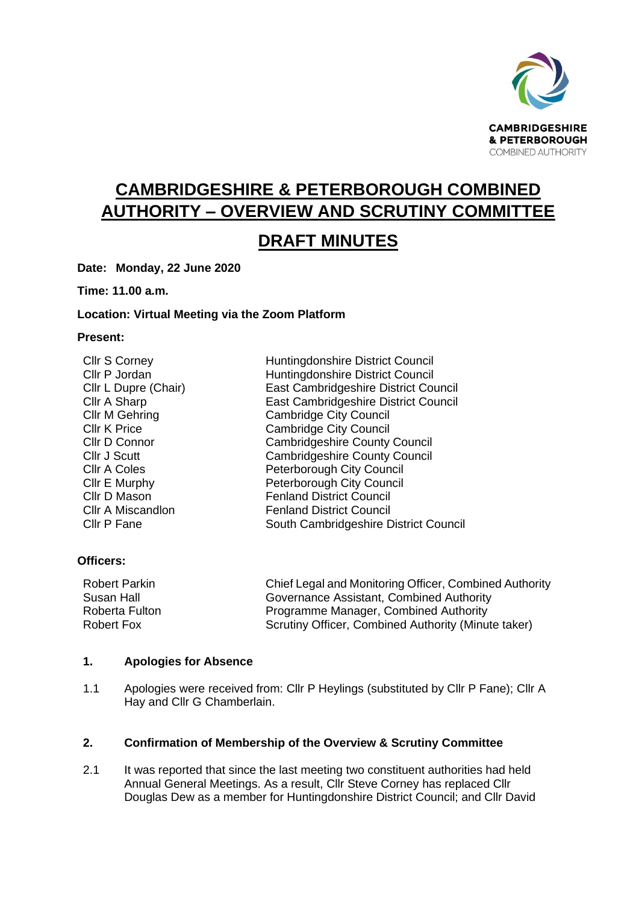CAMBRIDGESHIRE & PETERBOROUGH COMBINED AUTHORITY

# CAMBRIDGESHIRE & PETERBOROUGH COMBINED AUTHORITY – OVERVIEW AND SCRUTINY COMMITTEE

# DRAFT MINUTES

**Date: Monday, 22 June 2020**

**Time: 11.00 a.m.**

**Location: Virtual Meeting via the Zoom Platform**

**Present:**

| | |
|---|---|
| Cllr S Corney | Huntingdonshire District Council |
| Cllr P Jordan | Huntingdonshire District Council |
| Cllr L Dupre (Chair) | East Cambridgeshire District Council |
| Cllr A Sharp | East Cambridgeshire District Council |
| Cllr M Gehring | Cambridge City Council |
| Cllr K Price | Cambridge City Council |
| Cllr D Connor | Cambridgeshire County Council |
| Cllr J Scutt | Cambridgeshire County Council |
| Cllr A Coles | Peterborough City Council |
| Cllr E Murphy | Peterborough City Council |
| Cllr D Mason | Fenland District Council |
| Cllr A Miscandlon | Fenland District Council |
| Cllr P Fane | South Cambridgeshire District Council |

**Officers:**

| | |
|---|---|
| Robert Parkin | Chief Legal and Monitoring Officer, Combined Authority |
| Susan Hall | Governance Assistant, Combined Authority |
| Roberta Fulton | Programme Manager, Combined Authority |
| Robert Fox | Scrutiny Officer, Combined Authority (Minute taker) |

## 1. Apologies for Absence

1.1 Apologies were received from: Cllr P Heylings (substituted by Cllr P Fane); Cllr A Hay and Cllr G Chamberlain.

## 2. Confirmation of Membership of the Overview & Scrutiny Committee

2.1 It was reported that since the last meeting two constituent authorities had held Annual General Meetings. As a result, Cllr Steve Corney has replaced Cllr Douglas Dew as a member for Huntingdonshire District Council; and Cllr David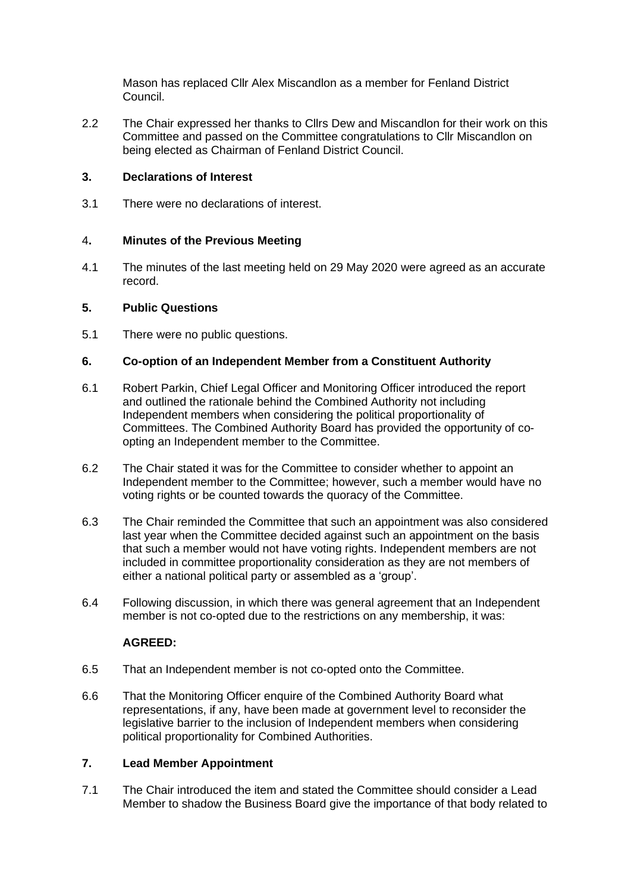Mason has replaced Cllr Alex Miscandlon as a member for Fenland District Council.

2.2 The Chair expressed her thanks to Cllrs Dew and Miscandlon for their work on this Committee and passed on the Committee congratulations to Cllr Miscandlon on being elected as Chairman of Fenland District Council.

**3. Declarations of Interest**

3.1 There were no declarations of interest.

**4. Minutes of the Previous Meeting**

4.1 The minutes of the last meeting held on 29 May 2020 were agreed as an accurate record.

**5. Public Questions**

5.1 There were no public questions.

**6. Co-option of an Independent Member from a Constituent Authority**

6.1 Robert Parkin, Chief Legal Officer and Monitoring Officer introduced the report and outlined the rationale behind the Combined Authority not including Independent members when considering the political proportionality of Committees. The Combined Authority Board has provided the opportunity of co-opting an Independent member to the Committee.

6.2 The Chair stated it was for the Committee to consider whether to appoint an Independent member to the Committee; however, such a member would have no voting rights or be counted towards the quoracy of the Committee.

6.3 The Chair reminded the Committee that such an appointment was also considered last year when the Committee decided against such an appointment on the basis that such a member would not have voting rights. Independent members are not included in committee proportionality consideration as they are not members of either a national political party or assembled as a 'group'.

6.4 Following discussion, in which there was general agreement that an Independent member is not co-opted due to the restrictions on any membership, it was:

**AGREED:**

6.5 That an Independent member is not co-opted onto the Committee.

6.6 That the Monitoring Officer enquire of the Combined Authority Board what representations, if any, have been made at government level to reconsider the legislative barrier to the inclusion of Independent members when considering political proportionality for Combined Authorities.

**7. Lead Member Appointment**

7.1 The Chair introduced the item and stated the Committee should consider a Lead Member to shadow the Business Board give the importance of that body related to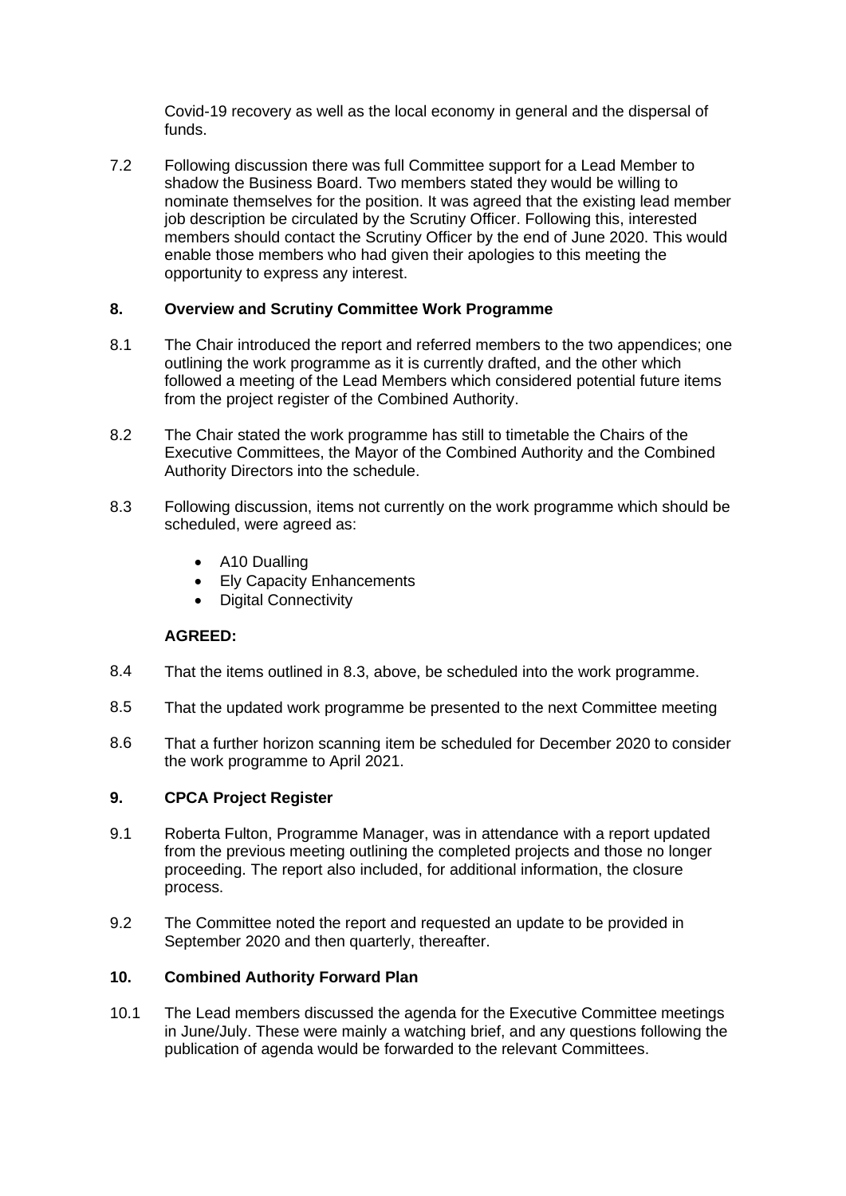Covid-19 recovery as well as the local economy in general and the dispersal of funds.

7.2 Following discussion there was full Committee support for a Lead Member to shadow the Business Board. Two members stated they would be willing to nominate themselves for the position. It was agreed that the existing lead member job description be circulated by the Scrutiny Officer. Following this, interested members should contact the Scrutiny Officer by the end of June 2020. This would enable those members who had given their apologies to this meeting the opportunity to express any interest.

## 8. Overview and Scrutiny Committee Work Programme

8.1 The Chair introduced the report and referred members to the two appendices; one outlining the work programme as it is currently drafted, and the other which followed a meeting of the Lead Members which considered potential future items from the project register of the Combined Authority.

8.2 The Chair stated the work programme has still to timetable the Chairs of the Executive Committees, the Mayor of the Combined Authority and the Combined Authority Directors into the schedule.

8.3 Following discussion, items not currently on the work programme which should be scheduled, were agreed as:

- A10 Dualling
- Ely Capacity Enhancements
- Digital Connectivity

**AGREED:**

8.4 That the items outlined in 8.3, above, be scheduled into the work programme.

8.5 That the updated work programme be presented to the next Committee meeting

8.6 That a further horizon scanning item be scheduled for December 2020 to consider the work programme to April 2021.

## 9. CPCA Project Register

9.1 Roberta Fulton, Programme Manager, was in attendance with a report updated from the previous meeting outlining the completed projects and those no longer proceeding. The report also included, for additional information, the closure process.

9.2 The Committee noted the report and requested an update to be provided in September 2020 and then quarterly, thereafter.

## 10. Combined Authority Forward Plan

10.1 The Lead members discussed the agenda for the Executive Committee meetings in June/July. These were mainly a watching brief, and any questions following the publication of agenda would be forwarded to the relevant Committees.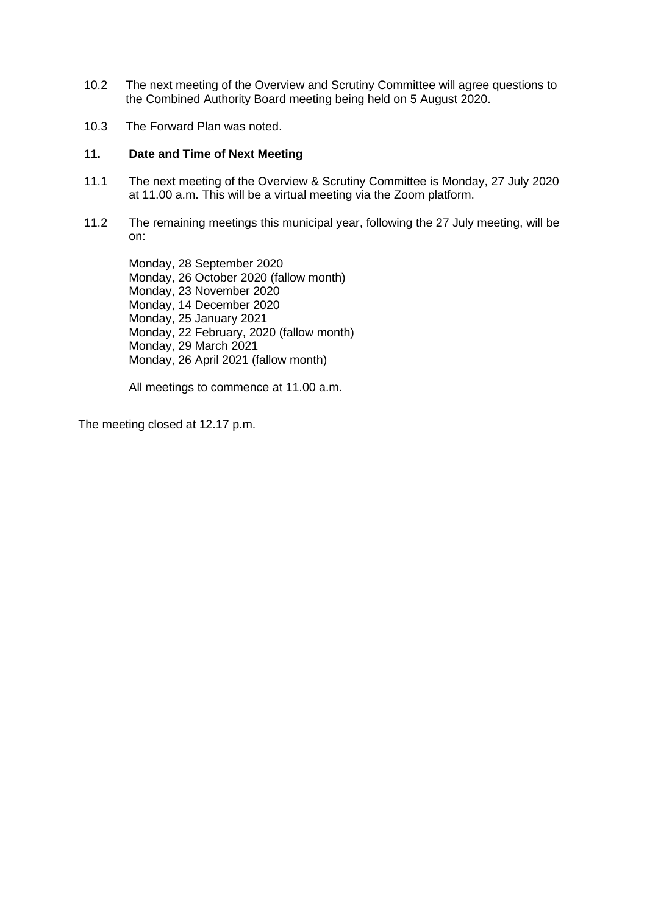10.2 The next meeting of the Overview and Scrutiny Committee will agree questions to the Combined Authority Board meeting being held on 5 August 2020.

10.3 The Forward Plan was noted.

## 11. Date and Time of Next Meeting

11.1 The next meeting of the Overview & Scrutiny Committee is Monday, 27 July 2020 at 11.00 a.m. This will be a virtual meeting via the Zoom platform.

11.2 The remaining meetings this municipal year, following the 27 July meeting, will be on:

Monday, 28 September 2020
Monday, 26 October 2020 (fallow month)
Monday, 23 November 2020
Monday, 14 December 2020
Monday, 25 January 2021
Monday, 22 February, 2020 (fallow month)
Monday, 29 March 2021
Monday, 26 April 2021 (fallow month)

All meetings to commence at 11.00 a.m.

The meeting closed at 12.17 p.m.